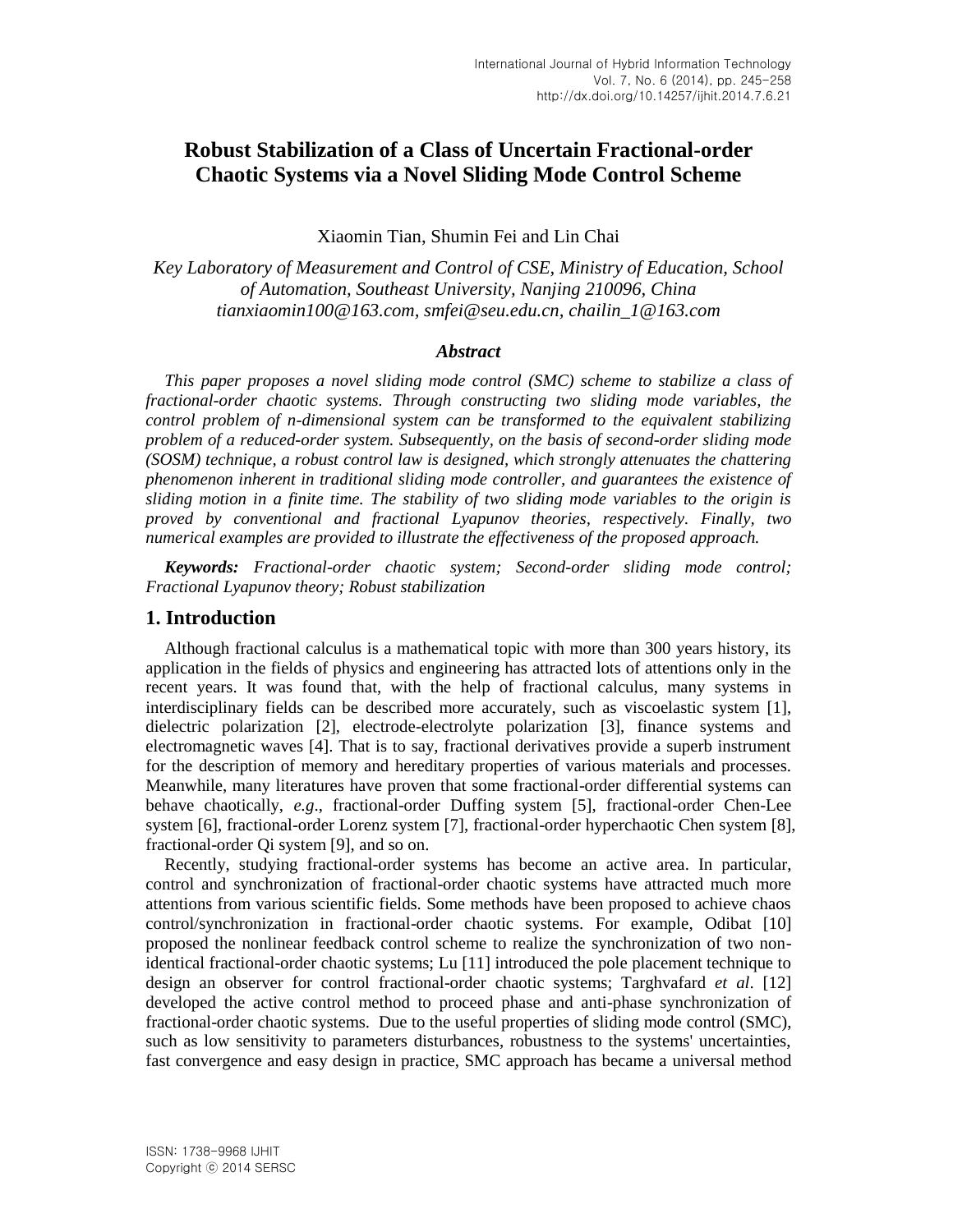# Robust Stabilization of a Class of Uncertain Fractional-order Chaotic Systems via a Novel Sliding Mode Control Scheme

Xiaomin Tian, Shumin Fei and Lin Chai

*Key Laboratory of Measurement and Control of CSE, Ministry of Education, School of Automation, Southeast University, Nanjing 210096, China*
*tianxiaomin100@163.com, smfei@seu.edu.cn, chailin_1@163.com*

### *Abstract*

*This paper proposes a novel sliding mode control (SMC) scheme to stabilize a class of fractional-order chaotic systems. Through constructing two sliding mode variables, the control problem of n-dimensional system can be transformed to the equivalent stabilizing problem of a reduced-order system. Subsequently, on the basis of second-order sliding mode (SOSM) technique, a robust control law is designed, which strongly attenuates the chattering phenomenon inherent in traditional sliding mode controller, and guarantees the existence of sliding motion in a finite time. The stability of two sliding mode variables to the origin is proved by conventional and fractional Lyapunov theories, respectively. Finally, two numerical examples are provided to illustrate the effectiveness of the proposed approach.*

***Keywords:*** *Fractional-order chaotic system; Second-order sliding mode control; Fractional Lyapunov theory; Robust stabilization*

## 1. Introduction

Although fractional calculus is a mathematical topic with more than 300 years history, its application in the fields of physics and engineering has attracted lots of attentions only in the recent years. It was found that, with the help of fractional calculus, many systems in interdisciplinary fields can be described more accurately, such as viscoelastic system [1], dielectric polarization [2], electrode-electrolyte polarization [3], finance systems and electromagnetic waves [4]. That is to say, fractional derivatives provide a superb instrument for the description of memory and hereditary properties of various materials and processes. Meanwhile, many literatures have proven that some fractional-order differential systems can behave chaotically, *e.g*., fractional-order Duffing system [5], fractional-order Chen-Lee system [6], fractional-order Lorenz system [7], fractional-order hyperchaotic Chen system [8], fractional-order Qi system [9], and so on.

Recently, studying fractional-order systems has become an active area. In particular, control and synchronization of fractional-order chaotic systems have attracted much more attentions from various scientific fields. Some methods have been proposed to achieve chaos control/synchronization in fractional-order chaotic systems. For example, Odibat [10] proposed the nonlinear feedback control scheme to realize the synchronization of two non-identical fractional-order chaotic systems; Lu [11] introduced the pole placement technique to design an observer for control fractional-order chaotic systems; Targhvafard *et al*. [12] developed the active control method to proceed phase and anti-phase synchronization of fractional-order chaotic systems. Due to the useful properties of sliding mode control (SMC), such as low sensitivity to parameters disturbances, robustness to the systems' uncertainties, fast convergence and easy design in practice, SMC approach has became a universal method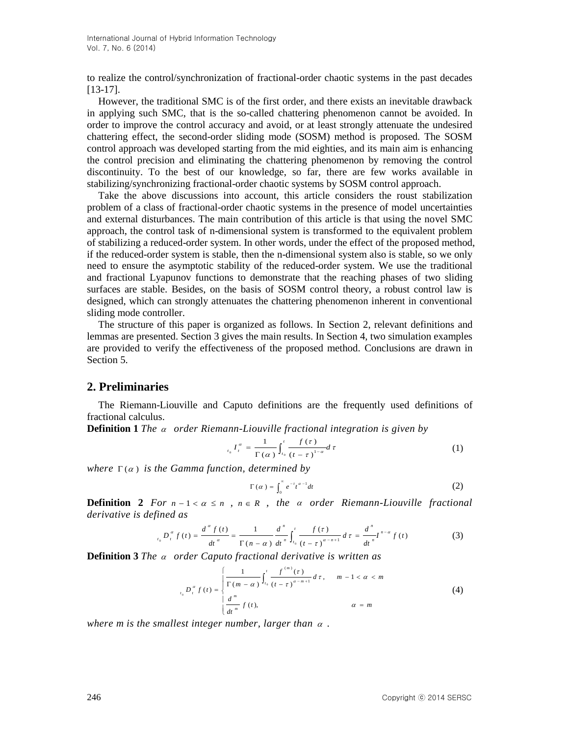to realize the control/synchronization of fractional-order chaotic systems in the past decades [13-17].

However, the traditional SMC is of the first order, and there exists an inevitable drawback in applying such SMC, that is the so-called chattering phenomenon cannot be avoided. In order to improve the control accuracy and avoid, or at least strongly attenuate the undesired chattering effect, the second-order sliding mode (SOSM) method is proposed. The SOSM control approach was developed starting from the mid eighties, and its main aim is enhancing the control precision and eliminating the chattering phenomenon by removing the control discontinuity. To the best of our knowledge, so far, there are few works available in stabilizing/synchronizing fractional-order chaotic systems by SOSM control approach.

Take the above discussions into account, this article considers the roust stabilization problem of a class of fractional-order chaotic systems in the presence of model uncertainties and external disturbances. The main contribution of this article is that using the novel SMC approach, the control task of n-dimensional system is transformed to the equivalent problem of stabilizing a reduced-order system. In other words, under the effect of the proposed method, if the reduced-order system is stable, then the n-dimensional system also is stable, so we only need to ensure the asymptotic stability of the reduced-order system. We use the traditional and fractional Lyapunov functions to demonstrate that the reaching phases of two sliding surfaces are stable. Besides, on the basis of SOSM control theory, a robust control law is designed, which can strongly attenuates the chattering phenomenon inherent in conventional sliding mode controller.

The structure of this paper is organized as follows. In Section 2, relevant definitions and lemmas are presented. Section 3 gives the main results. In Section 4, two simulation examples are provided to verify the effectiveness of the proposed method. Conclusions are drawn in Section 5.

## 2. Preliminaries

The Riemann-Liouville and Caputo definitions are the frequently used definitions of fractional calculus.

**Definition 1** *The $\alpha$ order Riemann-Liouville fractional integration is given by*

$$
{}_{t_0}I_t^{\alpha} = \frac{1}{\Gamma(\alpha)}\int_{t_0}^{t}\frac{f(\tau)}{(t-\tau)^{1-\alpha}}d\tau \tag{1}
$$

*where $\Gamma(\alpha)$ is the Gamma function, determined by*

$$
\Gamma(\alpha) = \int_0^{\infty} e^{-t}t^{\alpha-1}dt \tag{2}
$$

**Definition 2** *For $n-1<\alpha\le n$ , $n\in R$ , the $\alpha$ order Riemann-Liouville fractional derivative is defined as*

$$
{}_{t_0}D_t^{\alpha} f(t) = \frac{d^{\alpha} f(t)}{dt^{\alpha}} = \frac{1}{\Gamma(n-\alpha)}\frac{d^n}{dt^n}\int_{t_0}^{t}\frac{f(\tau)}{(t-\tau)^{\alpha-n+1}}d\tau = \frac{d^n}{dt^n}I^{n-\alpha} f(t) \tag{3}
$$

**Definition 3** *The $\alpha$ order Caputo fractional derivative is written as*

$$
{}_{t_0}D_t^{\alpha} f(t) = \begin{cases} \dfrac{1}{\Gamma(m-\alpha)}\displaystyle\int_{t_0}^{t}\frac{f^{(m)}(\tau)}{(t-\tau)^{\alpha-m+1}}d\tau, & m-1<\alpha<m \\ \dfrac{d^m}{dt^m} f(t), & \alpha = m \end{cases} \tag{4}
$$

*where m is the smallest integer number, larger than $\alpha$ .*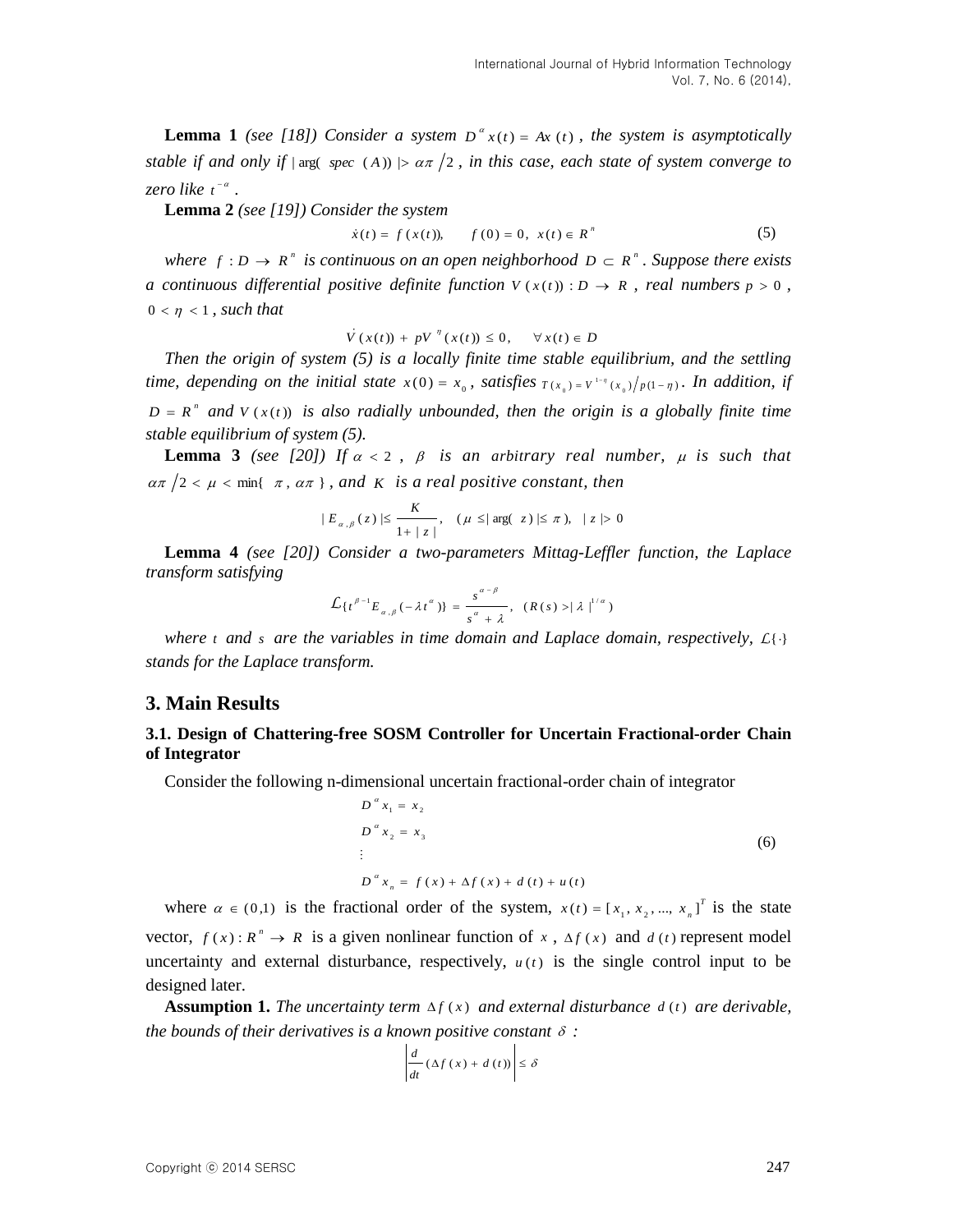**Lemma 1** *(see [18]) Consider a system* $D^{\alpha}x(t) = Ax(t)$ *, the system is asymptotically stable if and only if* $|\arg(spec(A))| > \alpha\pi/2$ *, in this case, each state of system converge to zero like* $t^{-\alpha}$ *.*

**Lemma 2** *(see [19]) Consider the system*

$$\dot{x}(t) = f(x(t)), \qquad f(0) = 0, \; x(t) \in R^{n} \tag{5}$$

*where* $f : D \to R^{n}$ *is continuous on an open neighborhood* $D \subset R^{n}$ *. Suppose there exists a continuous differential positive definite function* $V(x(t)) : D \to R$ *, real numbers* $p > 0$ *,* $0 < \eta < 1$ *, such that*

$$\dot{V}(x(t)) + pV^{\eta}(x(t)) \leq 0, \qquad \forall x(t) \in D$$

*Then the origin of system (5) is a locally finite time stable equilibrium, and the settling time, depending on the initial state* $x(0) = x_0$ *, satisfies* $T(x_0) = V^{1-\eta}(x_0)/p(1-\eta)$ *. In addition, if* $D = R^{n}$ *and* $V(x(t))$ *is also radially unbounded, then the origin is a globally finite time stable equilibrium of system (5).*

**Lemma 3** *(see [20]) If* $\alpha < 2$ *,* $\beta$ *is an arbitrary real number,* $\mu$ *is such that* $\alpha\pi/2 < \mu < \min\{\pi, \alpha\pi\}$ *, and* $K$ *is a real positive constant, then*

$$|E_{\alpha,\beta}(z)| \leq \frac{K}{1+|z|}, \quad (\mu \leq |\arg(z)| \leq \pi), \quad |z| > 0$$

**Lemma 4** *(see [20]) Consider a two-parameters Mittag-Leffler function, the Laplace transform satisfying*

$$\mathcal{L}\{t^{\beta-1}E_{\alpha,\beta}(-\lambda t^{\alpha})\} = \frac{s^{\alpha-\beta}}{s^{\alpha}+\lambda}, \quad (R(s) > |\lambda|^{1/\alpha})$$

*where* $t$ *and* $s$ *are the variables in time domain and Laplace domain, respectively,* $\mathcal{L}\{\cdot\}$ *stands for the Laplace transform.*

## 3. Main Results

### 3.1. Design of Chattering-free SOSM Controller for Uncertain Fractional-order Chain of Integrator

Consider the following n-dimensional uncertain fractional-order chain of integrator

$$\begin{aligned}
D^{\alpha}x_1 &= x_2 \\
D^{\alpha}x_2 &= x_3 \\
&\vdots \\
D^{\alpha}x_n &= f(x) + \Delta f(x) + d(t) + u(t)
\end{aligned} \tag{6}$$

where $\alpha \in (0,1)$ is the fractional order of the system, $x(t) = [x_1, x_2, ..., x_n]^{T}$ is the state vector, $f(x) : R^{n} \to R$ is a given nonlinear function of $x$, $\Delta f(x)$ and $d(t)$ represent model uncertainty and external disturbance, respectively, $u(t)$ is the single control input to be designed later.

**Assumption 1.** *The uncertainty term* $\Delta f(x)$ *and external disturbance* $d(t)$ *are derivable, the bounds of their derivatives is a known positive constant* $\delta$ *:*

$$\left| \frac{d}{dt}(\Delta f(x) + d(t)) \right| \leq \delta$$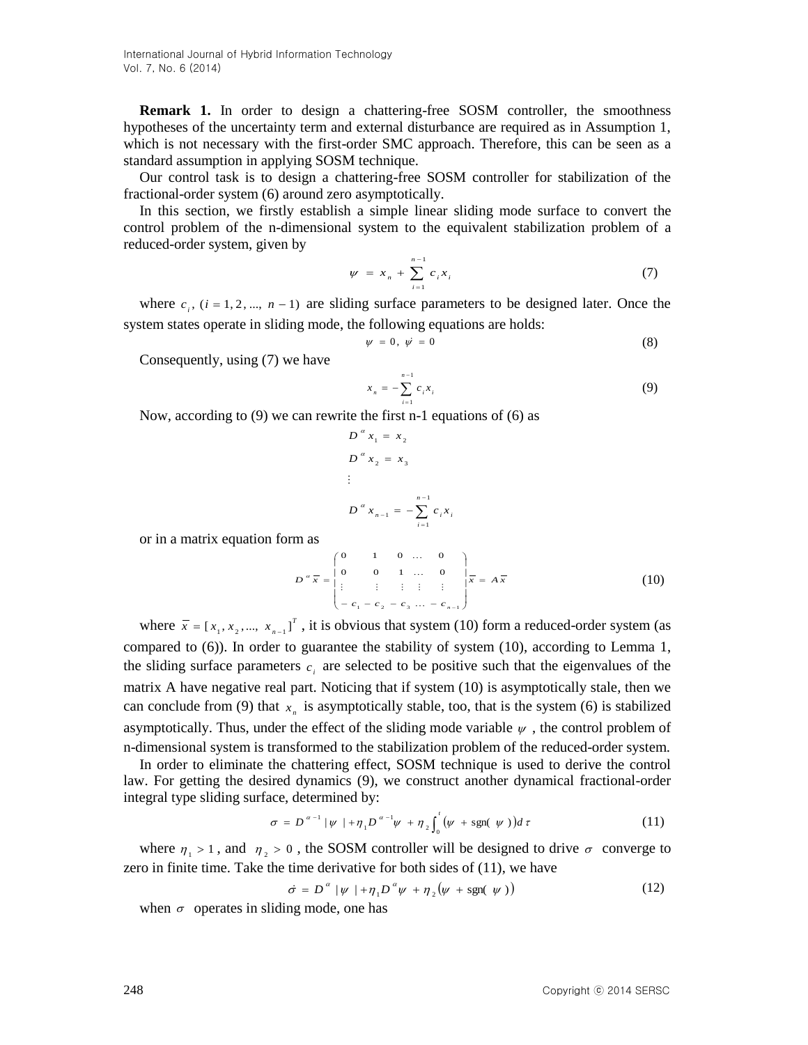**Remark 1.** In order to design a chattering-free SOSM controller, the smoothness hypotheses of the uncertainty term and external disturbance are required as in Assumption 1, which is not necessary with the first-order SMC approach. Therefore, this can be seen as a standard assumption in applying SOSM technique.

Our control task is to design a chattering-free SOSM controller for stabilization of the fractional-order system (6) around zero asymptotically.

In this section, we firstly establish a simple linear sliding mode surface to convert the control problem of the n-dimensional system to the equivalent stabilization problem of a reduced-order system, given by

$$\psi = x_n + \sum_{i=1}^{n-1} c_i x_i \tag{7}$$

where $c_i$, $(i = 1, 2, ..., n-1)$ are sliding surface parameters to be designed later. Once the system states operate in sliding mode, the following equations are holds:

$$\psi = 0, \ \dot{\psi} = 0 \tag{8}$$

Consequently, using (7) we have

$$x_n = -\sum_{i=1}^{n-1} c_i x_i \tag{9}$$

Now, according to (9) we can rewrite the first n-1 equations of (6) as

$$D^{\alpha} x_1 = x_2$$
$$D^{\alpha} x_2 = x_3$$
$$\vdots$$
$$D^{\alpha} x_{n-1} = -\sum_{i=1}^{n-1} c_i x_i$$

or in a matrix equation form as

$$D^{\alpha} \bar{x} = \begin{pmatrix} 0 & 1 & 0 & \dots & 0 \\ 0 & 0 & 1 & \dots & 0 \\ \vdots & \vdots & \vdots & \vdots & \vdots \\ -c_1 & -c_2 & -c_3 & \dots & -c_{n-1} \end{pmatrix} \bar{x} = A\bar{x} \tag{10}$$

where $\bar{x} = [x_1, x_2, ..., x_{n-1}]^T$, it is obvious that system (10) form a reduced-order system (as compared to (6)). In order to guarantee the stability of system (10), according to Lemma 1, the sliding surface parameters $c_i$ are selected to be positive such that the eigenvalues of the matrix A have negative real part. Noticing that if system (10) is asymptotically stale, then we can conclude from (9) that $x_n$ is asymptotically stable, too, that is the system (6) is stabilized asymptotically. Thus, under the effect of the sliding mode variable $\psi$, the control problem of n-dimensional system is transformed to the stabilization problem of the reduced-order system.

In order to eliminate the chattering effect, SOSM technique is used to derive the control law. For getting the desired dynamics (9), we construct another dynamical fractional-order integral type sliding surface, determined by:

$$\sigma = D^{\alpha-1}|\psi| + \eta_1 D^{\alpha-1}\psi + \eta_2 \int_0^t \left(\psi + \operatorname{sgn}(\psi)\right) d\tau \tag{11}$$

where $\eta_1 > 1$, and $\eta_2 > 0$, the SOSM controller will be designed to drive $\sigma$ converge to zero in finite time. Take the time derivative for both sides of (11), we have

$$\dot{\sigma} = D^{\alpha}|\psi| + \eta_1 D^{\alpha}\psi + \eta_2 \left(\psi + \operatorname{sgn}(\psi)\right) \tag{12}$$

when $\sigma$ operates in sliding mode, one has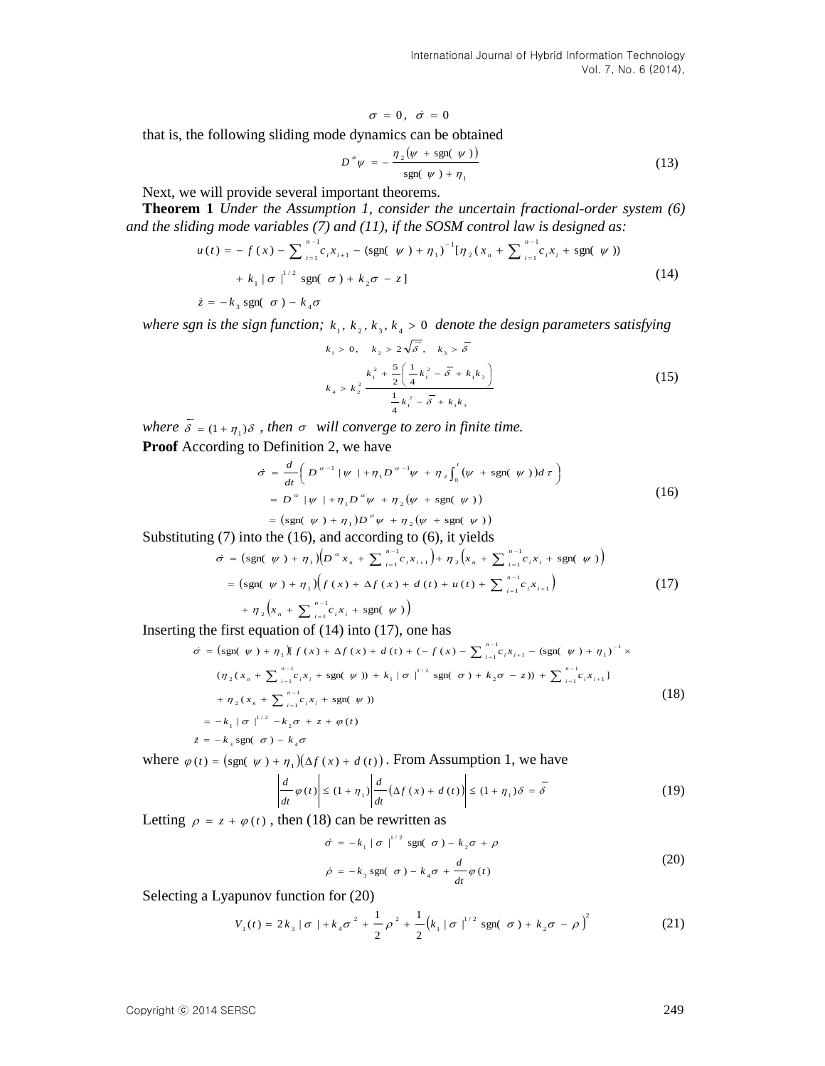$$\sigma = 0, \ \dot{\sigma} = 0$$

that is, the following sliding mode dynamics can be obtained

$$D^{\alpha}\psi = -\frac{\eta_2(\psi + \text{sgn}(\psi))}{\text{sgn}(\psi) + \eta_1} \tag{13}$$

Next, we will provide several important theorems.

**Theorem 1** *Under the Assumption 1, consider the uncertain fractional-order system (6) and the sliding mode variables (7) and (11), if the SOSM control law is designed as:*

$$\begin{aligned} u(t) &= -f(x) - \sum_{i=1}^{n-1} c_i x_{i+1} - (\text{sgn}(\psi) + \eta_1)^{-1} [\eta_2 (x_n + \sum_{i=1}^{n-1} c_i x_i + \text{sgn}(\psi)) \\ &\quad + k_1 |\sigma|^{1/2} \text{sgn}(\sigma) + k_2 \sigma - z] \\ \dot{z} &= -k_3 \text{sgn}(\sigma) - k_4 \sigma \end{aligned} \tag{14}$$

*where sgn is the sign function;* $k_1, k_2, k_3, k_4 > 0$ *denote the design parameters satisfying*

$$\begin{aligned} &k_1 > 0, \quad k_2 > 2\sqrt{\bar{\delta}}, \quad k_3 > \bar{\delta} \\ &k_4 > k_2^2 \frac{k_1^2 + \frac{5}{2}\left(\frac{1}{4}k_1^2 - \bar{\delta} + k_1 k_3\right)}{\frac{1}{4}k_1^2 - \bar{\delta} + k_1 k_3} \end{aligned} \tag{15}$$

*where* $\bar{\delta} = (1 + \eta_1)\delta$ *, then* $\sigma$ *will converge to zero in finite time.*

**Proof** According to Definition 2, we have

$$\begin{aligned} \dot{\sigma} &= \frac{d}{dt}\left( D^{\alpha-1}|\psi| + \eta_1 D^{\alpha-1}\psi + \eta_2 \int_0^t (\psi + \text{sgn}(\psi)) d\tau \right) \\ &= D^{\alpha}|\psi| + \eta_1 D^{\alpha}\psi + \eta_2(\psi + \text{sgn}(\psi)) \\ &= (\text{sgn}(\psi) + \eta_1) D^{\alpha}\psi + \eta_2(\psi + \text{sgn}(\psi)) \end{aligned} \tag{16}$$

Substituting (7) into the (16), and according to (6), it yields

$$\begin{aligned} \dot{\sigma} &= (\text{sgn}(\psi) + \eta_1)\left(D^{\alpha}x_n + \sum_{i=1}^{n-1} c_i x_{i+1}\right) + \eta_2\left(x_n + \sum_{i=1}^{n-1} c_i x_i + \text{sgn}(\psi)\right) \\ &= (\text{sgn}(\psi) + \eta_1)\left(f(x) + \Delta f(x) + d(t) + u(t) + \sum_{i=1}^{n-1} c_i x_{i+1}\right) \\ &\quad + \eta_2\left(x_n + \sum_{i=1}^{n-1} c_i x_i + \text{sgn}(\psi)\right) \end{aligned} \tag{17}$$

Inserting the first equation of (14) into (17), one has

$$\begin{aligned} \dot{\sigma} &= (\text{sgn}(\psi) + \eta_1)[f(x) + \Delta f(x) + d(t) + (-f(x) - \sum_{i=1}^{n-1} c_i x_{i+1} - (\text{sgn}(\psi) + \eta_1)^{-1} \times \\ &\quad (\eta_2 (x_n + \sum_{i=1}^{n-1} c_i x_i + \text{sgn}(\psi)) + k_1 |\sigma|^{1/2} \text{sgn}(\sigma) + k_2 \sigma - z)) + \sum_{i=1}^{n-1} c_i x_{i+1}] \\ &\quad + \eta_2 (x_n + \sum_{i=1}^{n-1} c_i x_i + \text{sgn}(\psi)) \\ &= -k_1 |\sigma|^{1/2} - k_2 \sigma + z + \varphi(t) \\ \dot{z} &= -k_3 \text{sgn}(\sigma) - k_4 \sigma \end{aligned} \tag{18}$$

where $\varphi(t) = (\text{sgn}(\psi) + \eta_1)(\Delta f(x) + d(t))$. From Assumption 1, we have

$$\left| \frac{d}{dt}\varphi(t) \right| \le (1 + \eta_1) \left| \frac{d}{dt}(\Delta f(x) + d(t)) \right| \le (1 + \eta_1)\delta = \bar{\delta} \tag{19}$$

Letting $\rho = z + \varphi(t)$, then (18) can be rewritten as

$$\begin{aligned} \dot{\sigma} &= -k_1 |\sigma|^{1/2} \text{sgn}(\sigma) - k_2 \sigma + \rho \\ \dot{\rho} &= -k_3 \text{sgn}(\sigma) - k_4 \sigma + \frac{d}{dt}\varphi(t) \end{aligned} \tag{20}$$

Selecting a Lyapunov function for (20)

$$V_1(t) = 2k_3 |\sigma| + k_4 \sigma^2 + \frac{1}{2}\rho^2 + \frac{1}{2}\left(k_1 |\sigma|^{1/2} \text{sgn}(\sigma) + k_2 \sigma - \rho\right)^2 \tag{21}$$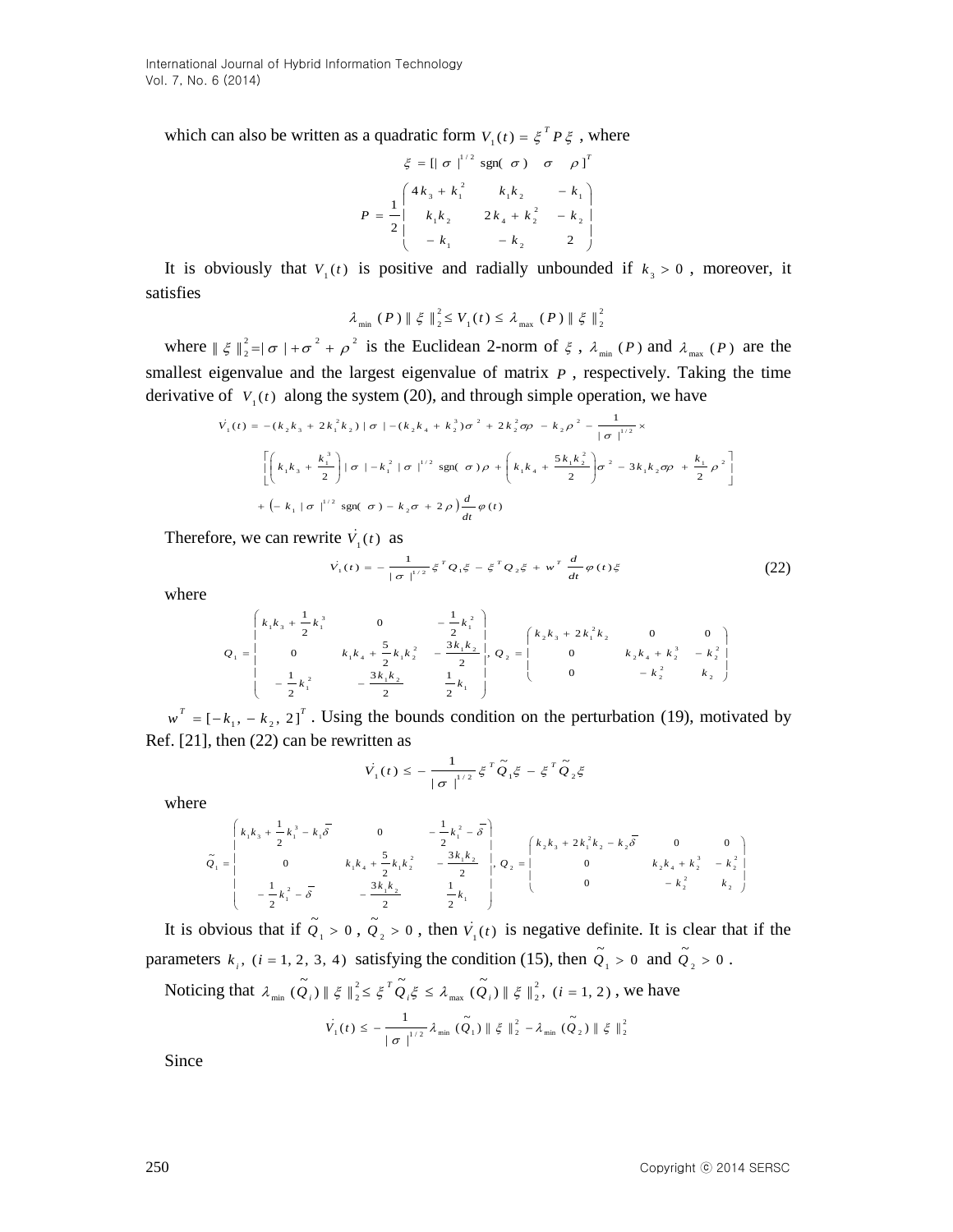which can also be written as a quadratic form $V_1(t) = \xi^T P \xi$ , where

$$\xi = [|\sigma|^{1/2}\operatorname{sgn}(\sigma) \quad \sigma \quad \rho]^T$$

$$P = \frac{1}{2}\begin{pmatrix} 4k_3 + k_1^2 & k_1 k_2 & -k_1 \\ k_1 k_2 & 2k_4 + k_2^2 & -k_2 \\ -k_1 & -k_2 & 2 \end{pmatrix}$$

It is obviously that $V_1(t)$ is positive and radially unbounded if $k_3 > 0$ , moreover, it satisfies

$$\lambda_{\min}(P)\|\xi\|_2^2 \le V_1(t) \le \lambda_{\max}(P)\|\xi\|_2^2$$

where $\|\xi\|_2^2 = |\sigma| + \sigma^2 + \rho^2$ is the Euclidean 2-norm of $\xi$ , $\lambda_{\min}(P)$ and $\lambda_{\max}(P)$ are the smallest eigenvalue and the largest eigenvalue of matrix $P$ , respectively. Taking the time derivative of $V_1(t)$ along the system (20), and through simple operation, we have

$$\dot{V}_1(t) = -(k_2 k_3 + 2k_1^2 k_2)|\sigma| - (k_2 k_4 + k_2^3)\sigma^2 + 2k_2^2\sigma\rho - k_2\rho^2 - \frac{1}{|\sigma|^{1/2}} \times$$
$$\left[\left(k_1 k_3 + \frac{k_1^3}{2}\right)|\sigma| - k_1^2|\sigma|^{1/2}\operatorname{sgn}(\sigma)\rho + \left(k_1 k_4 + \frac{5k_1 k_2^2}{2}\right)\sigma^2 - 3k_1 k_2\sigma\rho + \frac{k_1}{2}\rho^2\right]$$
$$+\left(-k_1|\sigma|^{1/2}\operatorname{sgn}(\sigma) - k_2\sigma + 2\rho\right)\frac{d}{dt}\varphi(t)$$

Therefore, we can rewrite $\dot{V}_1(t)$ as

$$\dot{V}_1(t) = -\frac{1}{|\sigma|^{1/2}}\xi^T Q_1 \xi - \xi^T Q_2 \xi + w^T\frac{d}{dt}\varphi(t)\xi \tag{22}$$

where

$$Q_1 = \begin{pmatrix} k_1 k_3 + \frac{1}{2}k_1^3 & 0 & -\frac{1}{2}k_1^2 \\ 0 & k_1 k_4 + \frac{5}{2}k_1 k_2^2 & -\frac{3k_1 k_2}{2} \\ -\frac{1}{2}k_1^2 & -\frac{3k_1 k_2}{2} & \frac{1}{2}k_1 \end{pmatrix}, \quad Q_2 = \begin{pmatrix} k_2 k_3 + 2k_1^2 k_2 & 0 & 0 \\ 0 & k_2 k_4 + k_2^3 & -k_2^2 \\ 0 & -k_2^2 & k_2 \end{pmatrix}$$

$w^T = [-k_1, -k_2, 2]^T$ . Using the bounds condition on the perturbation (19), motivated by Ref. [21], then (22) can be rewritten as

$$\dot{V}_1(t) \le -\frac{1}{|\sigma|^{1/2}}\xi^T \tilde{Q}_1 \xi - \xi^T \tilde{Q}_2 \xi$$

where

$$\tilde{Q}_1 = \begin{pmatrix} k_1 k_3 + \frac{1}{2}k_1^3 - k_1\bar{\delta} & 0 & -\frac{1}{2}k_1^2 - \bar{\delta} \\ 0 & k_1 k_4 + \frac{5}{2}k_1 k_2^2 & -\frac{3k_1 k_2}{2} \\ -\frac{1}{2}k_1^2 - \bar{\delta} & -\frac{3k_1 k_2}{2} & \frac{1}{2}k_1 \end{pmatrix}, \quad Q_2 = \begin{pmatrix} k_2 k_3 + 2k_1^2 k_2 - k_2\bar{\delta} & 0 & 0 \\ 0 & k_2 k_4 + k_2^3 & -k_2^2 \\ 0 & -k_2^2 & k_2 \end{pmatrix}$$

It is obvious that if $\tilde{Q}_1 > 0$ , $\tilde{Q}_2 > 0$ , then $\dot{V}_1(t)$ is negative definite. It is clear that if the parameters $k_i$, $(i = 1, 2, 3, 4)$ satisfying the condition (15), then $\tilde{Q}_1 > 0$ and $\tilde{Q}_2 > 0$ .

Noticing that $\lambda_{\min}(\tilde{Q}_i)\|\xi\|_2^2 \le \xi^T\tilde{Q}_i\xi \le \lambda_{\max}(\tilde{Q}_i)\|\xi\|_2^2$, $(i = 1, 2)$ , we have

$$\dot{V}_1(t) \le -\frac{1}{|\sigma|^{1/2}}\lambda_{\min}(\tilde{Q}_1)\|\xi\|_2^2 - \lambda_{\min}(\tilde{Q}_2)\|\xi\|_2^2$$

Since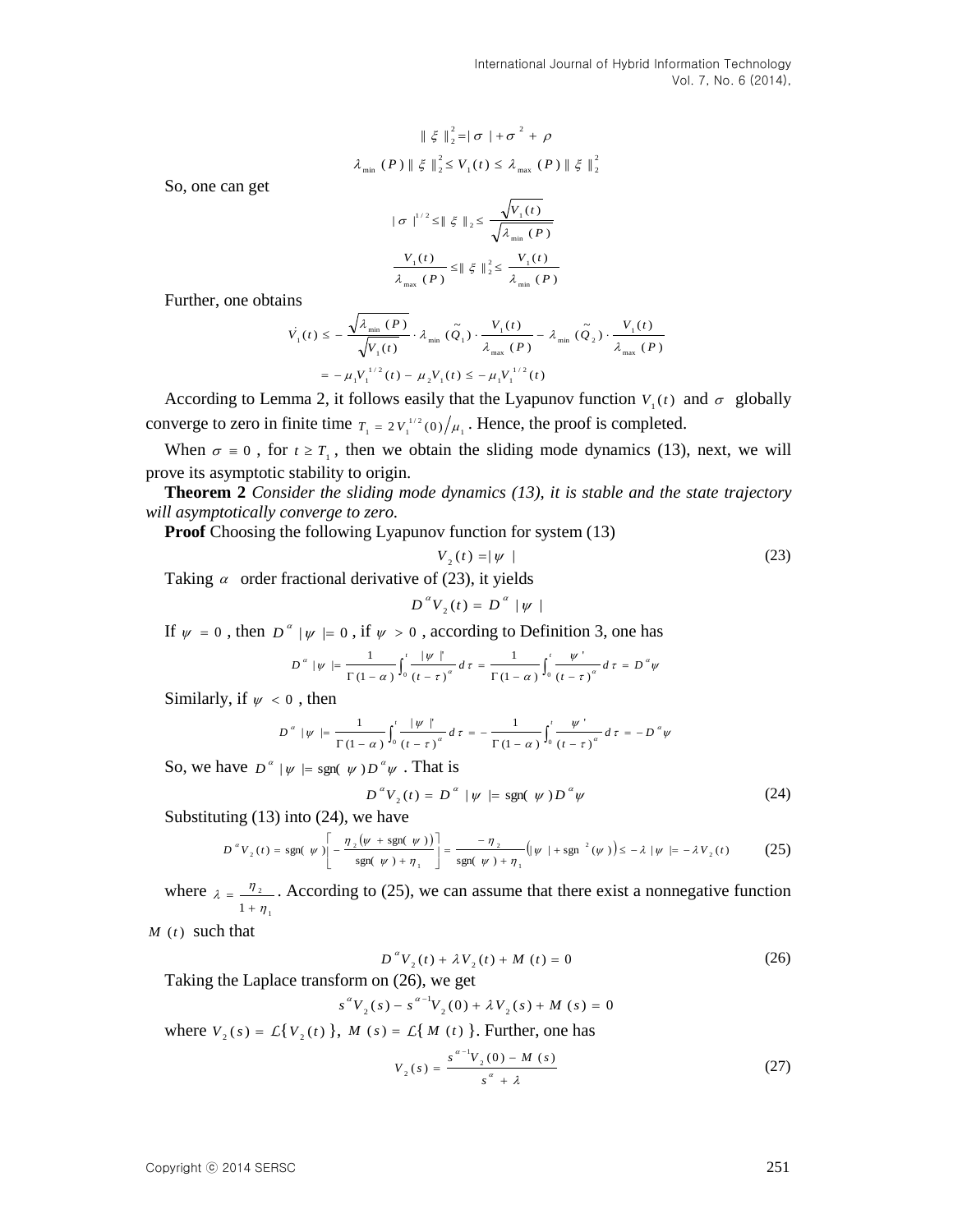$$\| \xi \|_2^2 = | \sigma | + \sigma^2 + \rho$$

$$\lambda_{\min}(P) \| \xi \|_2^2 \le V_1(t) \le \lambda_{\max}(P) \| \xi \|_2^2$$

So, one can get

$$| \sigma |^{1/2} \le \| \xi \|_2 \le \frac{\sqrt{V_1(t)}}{\sqrt{\lambda_{\min}(P)}}$$

$$\frac{V_1(t)}{\lambda_{\max}(P)} \le \| \xi \|_2^2 \le \frac{V_1(t)}{\lambda_{\min}(P)}$$

Further, one obtains

$$\begin{aligned} \dot{V}_1(t) &\le -\frac{\sqrt{\lambda_{\min}(P)}}{\sqrt{V_1(t)}} \cdot \lambda_{\min}(\tilde{Q}_1) \cdot \frac{V_1(t)}{\lambda_{\max}(P)} - \lambda_{\min}(\tilde{Q}_2) \cdot \frac{V_1(t)}{\lambda_{\max}(P)} \\ &= -\mu_1 V_1^{1/2}(t) - \mu_2 V_1(t) \le -\mu_1 V_1^{1/2}(t) \end{aligned}$$

According to Lemma 2, it follows easily that the Lyapunov function $V_1(t)$ and $\sigma$ globally converge to zero in finite time $T_1 = 2V_1^{1/2}(0)/\mu_1$. Hence, the proof is completed.

When $\sigma \equiv 0$, for $t \ge T_1$, then we obtain the sliding mode dynamics (13), next, we will prove its asymptotic stability to origin.

**Theorem 2** *Consider the sliding mode dynamics (13), it is stable and the state trajectory will asymptotically converge to zero.*

**Proof** Choosing the following Lyapunov function for system (13)

$$V_2(t) = | \psi | \tag{23}$$

Taking $\alpha$ order fractional derivative of (23), it yields

$$D^\alpha V_2(t) = D^\alpha | \psi |$$

If $\psi = 0$, then $D^\alpha | \psi | = 0$, if $\psi > 0$, according to Definition 3, one has

$$D^\alpha | \psi | = \frac{1}{\Gamma(1-\alpha)} \int_0^t \frac{| \psi |'}{(t-\tau)^\alpha} d\tau = \frac{1}{\Gamma(1-\alpha)} \int_0^t \frac{\psi'}{(t-\tau)^\alpha} d\tau = D^\alpha \psi$$

Similarly, if $\psi < 0$, then

$$D^\alpha | \psi | = \frac{1}{\Gamma(1-\alpha)} \int_0^t \frac{| \psi |'}{(t-\tau)^\alpha} d\tau = -\frac{1}{\Gamma(1-\alpha)} \int_0^t \frac{\psi'}{(t-\tau)^\alpha} d\tau = -D^\alpha \psi$$

So, we have $D^\alpha | \psi | = \text{sgn}(\psi) D^\alpha \psi$. That is

$$D^\alpha V_2(t) = D^\alpha | \psi | = \text{sgn}(\psi) D^\alpha \psi \tag{24}$$

Substituting (13) into (24), we have

$$D^\alpha V_2(t) = \text{sgn}(\psi) \left[ -\frac{\eta_2 (\psi + \text{sgn}(\psi))}{\text{sgn}(\psi) + \eta_1} \right] = \frac{-\eta_2}{\text{sgn}(\psi) + \eta_1} \left( | \psi | + \text{sgn}^2(\psi) \right) \le -\lambda | \psi | = -\lambda V_2(t) \tag{25}$$

where $\lambda = \frac{\eta_2}{1 + \eta_1}$. According to (25), we can assume that there exist a nonnegative function $M(t)$ such that

$$D^\alpha V_2(t) + \lambda V_2(t) + M(t) = 0 \tag{26}$$

Taking the Laplace transform on (26), we get

$$s^\alpha V_2(s) - s^{\alpha-1} V_2(0) + \lambda V_2(s) + M(s) = 0$$

where $V_2(s) = \mathcal{L}\{ V_2(t) \}$, $M(s) = \mathcal{L}\{ M(t) \}$. Further, one has

$$V_2(s) = \frac{s^{\alpha-1} V_2(0) - M(s)}{s^\alpha + \lambda} \tag{27}$$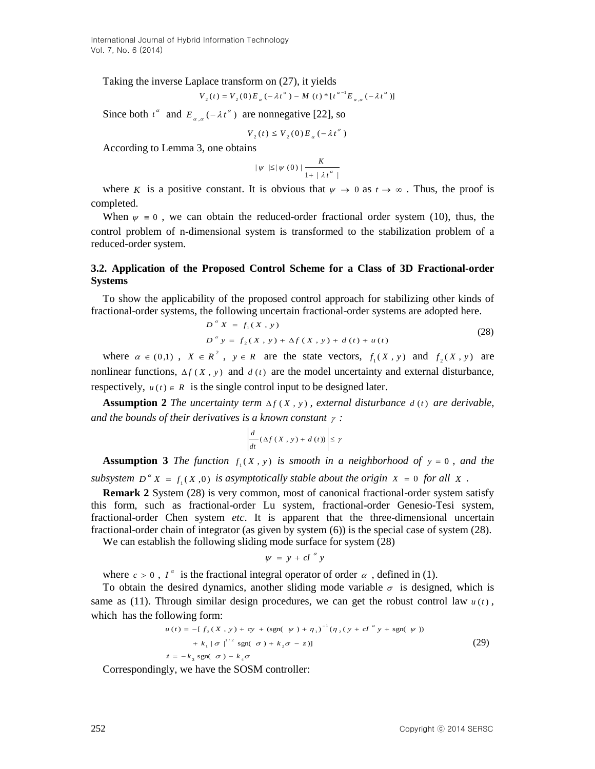Taking the inverse Laplace transform on (27), it yields

$$V_2(t) = V_2(0)E_\alpha(-\lambda t^\alpha) - M(t) * [t^{\alpha-1}E_{\alpha,\alpha}(-\lambda t^\alpha)]$$

Since both $t^\alpha$ and $E_{\alpha,\alpha}(-\lambda t^\alpha)$ are nonnegative [22], so

$$V_2(t) \le V_2(0)E_\alpha(-\lambda t^\alpha)$$

According to Lemma 3, one obtains

$$|\psi| \le |\psi(0)| \frac{K}{1 + |\lambda t^\alpha|}$$

where $K$ is a positive constant. It is obvious that $\psi \to 0$ as $t \to \infty$. Thus, the proof is completed.

When $\psi \equiv 0$, we can obtain the reduced-order fractional order system (10), thus, the control problem of n-dimensional system is transformed to the stabilization problem of a reduced-order system.

### 3.2. Application of the Proposed Control Scheme for a Class of 3D Fractional-order Systems

To show the applicability of the proposed control approach for stabilizing other kinds of fractional-order systems, the following uncertain fractional-order systems are adopted here.

$$\begin{aligned} D^\alpha X &= f_1(X, y) \\ D^\alpha y &= f_2(X, y) + \Delta f(X, y) + d(t) + u(t) \end{aligned} \tag{28}$$

where $\alpha \in (0,1)$, $X \in R^2$, $y \in R$ are the state vectors, $f_1(X, y)$ and $f_2(X, y)$ are nonlinear functions, $\Delta f(X, y)$ and $d(t)$ are the model uncertainty and external disturbance, respectively, $u(t) \in R$ is the single control input to be designed later.

**Assumption 2** *The uncertainty term $\Delta f(X, y)$, external disturbance $d(t)$ are derivable, and the bounds of their derivatives is a known constant $\gamma$:*

$$\left| \frac{d}{dt}(\Delta f(X, y) + d(t)) \right| \le \gamma$$

**Assumption 3** *The function $f_1(X, y)$ is smooth in a neighborhood of $y = 0$, and the subsystem $D^\alpha X = f_1(X, 0)$ is asymptotically stable about the origin $X = 0$ for all $X$.*

**Remark 2** System (28) is very common, most of canonical fractional-order system satisfy this form, such as fractional-order Lu system, fractional-order Genesio-Tesi system, fractional-order Chen system *etc*. It is apparent that the three-dimensional uncertain fractional-order chain of integrator (as given by system (6)) is the special case of system (28).

We can establish the following sliding mode surface for system (28)

$$\psi = y + cI^\alpha y$$

where $c > 0$, $I^\alpha$ is the fractional integral operator of order $\alpha$, defined in (1).

To obtain the desired dynamics, another sliding mode variable $\sigma$ is designed, which is same as (11). Through similar design procedures, we can get the robust control law $u(t)$, which has the following form:

$$\begin{aligned} u(t) = -[ & f_2(X, y) + cy + (\text{sgn}(\psi) + \eta_1)^{-1}(\eta_2(y + cI^\alpha y + \text{sgn}(\psi)) \\ & + k_1|\sigma|^{1/2}\text{sgn}(\sigma) + k_2\sigma - z)] \\ \dot{z} = & -k_3\,\text{sgn}(\sigma) - k_4\sigma \end{aligned} \tag{29}$$

Correspondingly, we have the SOSM controller: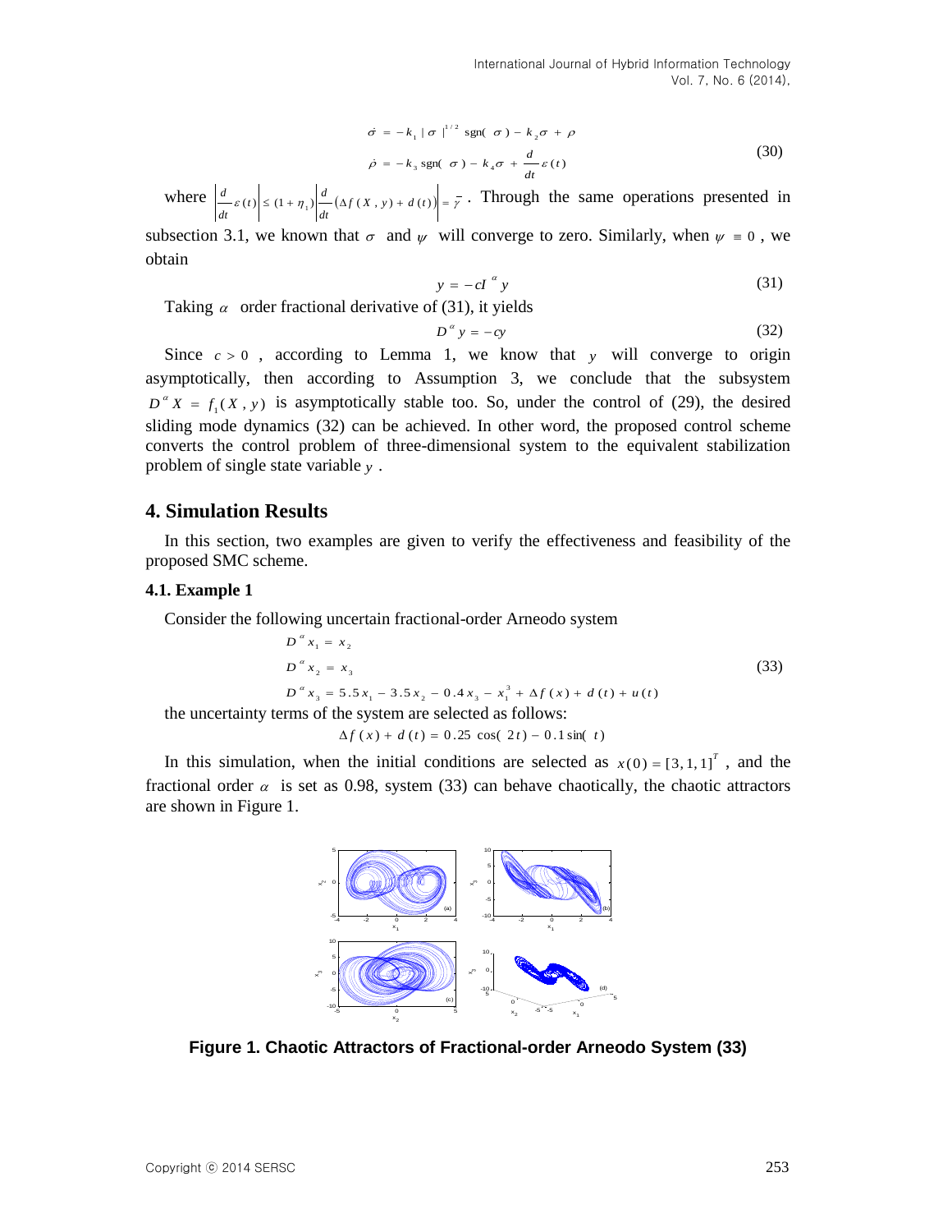$$\dot{\sigma} = -k_1 |\sigma|^{1/2} \operatorname{sgn}(\sigma) - k_2\sigma + \rho$$
$$\dot{\rho} = -k_3 \operatorname{sgn}(\sigma) - k_4\sigma + \frac{d}{dt}\varepsilon(t) \tag{30}$$

where $\left|\frac{d}{dt}\varepsilon(t)\right| \le (1+\eta_1)\left|\frac{d}{dt}(\Delta f(X,y) + d(t))\right| = \bar{\gamma}$. Through the same operations presented in subsection 3.1, we known that $\sigma$ and $\psi$ will converge to zero. Similarly, when $\psi \equiv 0$, we obtain

$$y = -cI^{\alpha} y \tag{31}$$

Taking $\alpha$ order fractional derivative of (31), it yields

$$D^{\alpha} y = -cy \tag{32}$$

Since $c > 0$, according to Lemma 1, we know that $y$ will converge to origin asymptotically, then according to Assumption 3, we conclude that the subsystem $D^{\alpha} X = f_1(X, y)$ is asymptotically stable too. So, under the control of (29), the desired sliding mode dynamics (32) can be achieved. In other word, the proposed control scheme converts the control problem of three-dimensional system to the equivalent stabilization problem of single state variable $y$.

## 4. Simulation Results

In this section, two examples are given to verify the effectiveness and feasibility of the proposed SMC scheme.

### 4.1. Example 1

Consider the following uncertain fractional-order Arneodo system

$$D^{\alpha} x_1 = x_2$$
$$D^{\alpha} x_2 = x_3 \tag{33}$$
$$D^{\alpha} x_3 = 5.5x_1 - 3.5x_2 - 0.4x_3 - x_1^3 + \Delta f(x) + d(t) + u(t)$$

the uncertainty terms of the system are selected as follows:

$$\Delta f(x) + d(t) = 0.25\cos(2t) - 0.1\sin(t)$$

In this simulation, when the initial conditions are selected as $x(0) = [3, 1, 1]^T$, and the fractional order $\alpha$ is set as 0.98, system (33) can behave chaotically, the chaotic attractors are shown in Figure 1.

**Figure 1. Chaotic Attractors of Fractional-order Arneodo System (33)**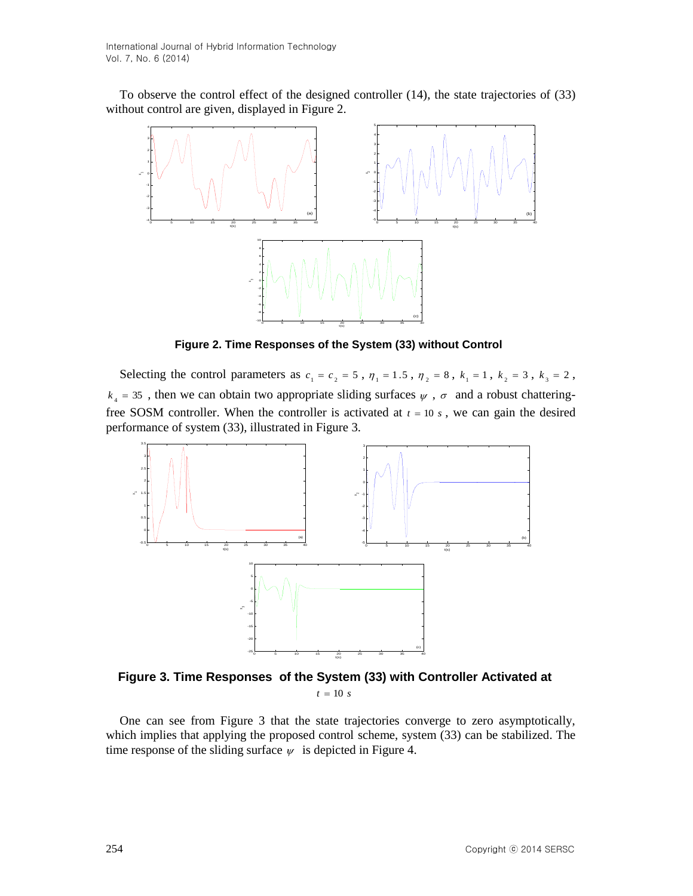To observe the control effect of the designed controller (14), the state trajectories of (33) without control are given, displayed in Figure 2.

**Figure 2. Time Responses of the System (33) without Control**

Selecting the control parameters as $c_1 = c_2 = 5$, $\eta_1 = 1.5$, $\eta_2 = 8$, $k_1 = 1$, $k_2 = 3$, $k_3 = 2$, $k_4 = 35$, then we can obtain two appropriate sliding surfaces $\psi$, $\sigma$ and a robust chattering-free SOSM controller. When the controller is activated at $t = 10\ s$, we can gain the desired performance of system (33), illustrated in Figure 3.

**Figure 3. Time Responses of the System (33) with Controller Activated at $t = 10\ s$**

One can see from Figure 3 that the state trajectories converge to zero asymptotically, which implies that applying the proposed control scheme, system (33) can be stabilized. The time response of the sliding surface $\psi$ is depicted in Figure 4.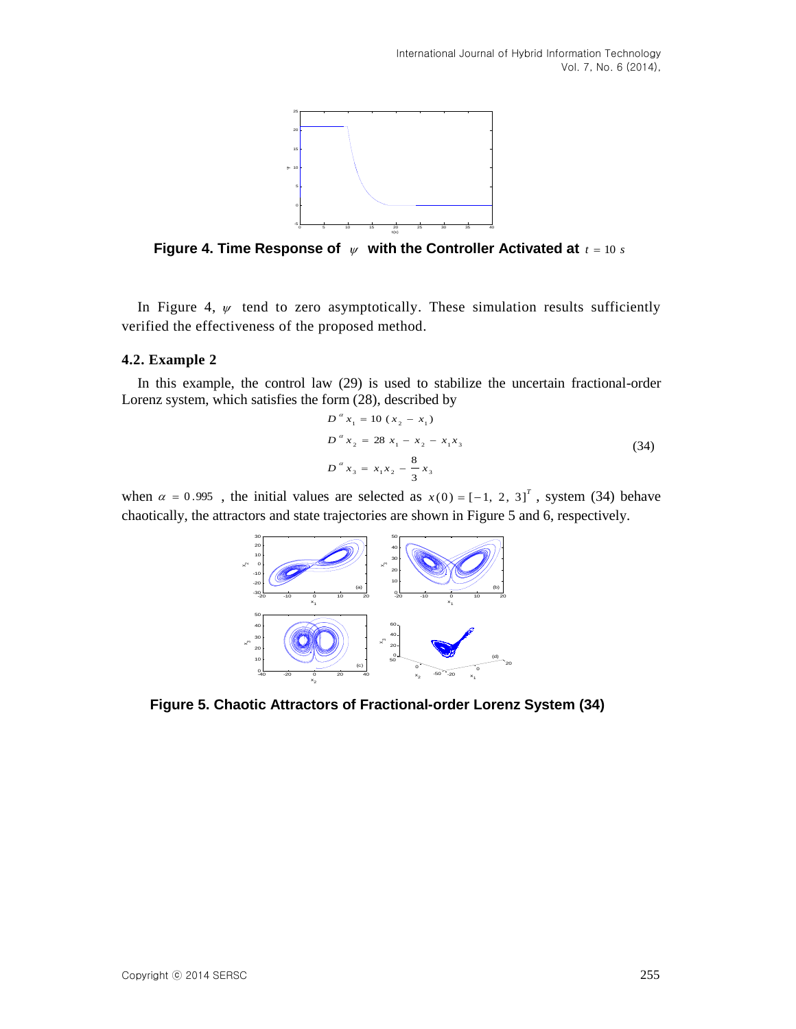Figure 4. Time Response of $\psi$ with the Controller Activated at $t = 10\ s$

In Figure 4, $\psi$ tend to zero asymptotically. These simulation results sufficiently verified the effectiveness of the proposed method.

### 4.2. Example 2

In this example, the control law (29) is used to stabilize the uncertain fractional-order Lorenz system, which satisfies the form (28), described by

$$
\begin{aligned}
D^{\alpha} x_1 &= 10\,(x_2 - x_1) \\
D^{\alpha} x_2 &= 28\,x_1 - x_2 - x_1 x_3 \\
D^{\alpha} x_3 &= x_1 x_2 - \frac{8}{3} x_3
\end{aligned}
\tag{34}
$$

when $\alpha = 0.995$ , the initial values are selected as $x(0) = [-1,\ 2,\ 3]^T$ , system (34) behave chaotically, the attractors and state trajectories are shown in Figure 5 and 6, respectively.

Figure 5. Chaotic Attractors of Fractional-order Lorenz System (34)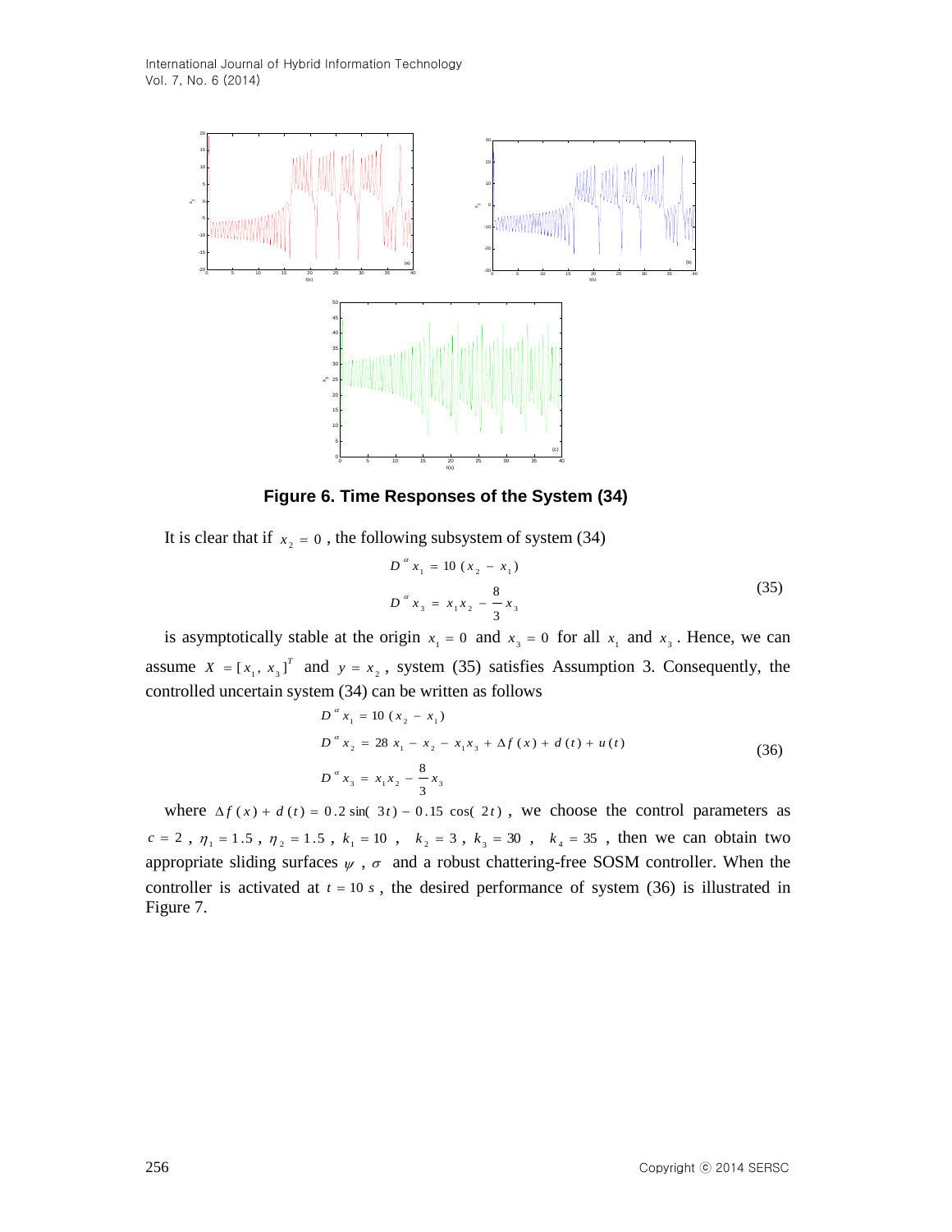**Figure 6. Time Responses of the System (34)**

It is clear that if $x_2 = 0$, the following subsystem of system (34)

$$
\begin{aligned}
D^{\alpha} x_1 &= 10(x_2 - x_1) \\
D^{\alpha} x_3 &= x_1 x_2 - \frac{8}{3} x_3
\end{aligned}
\tag{35}
$$

is asymptotically stable at the origin $x_1 = 0$ and $x_3 = 0$ for all $x_1$ and $x_3$. Hence, we can assume $X = [x_1, x_3]^T$ and $y = x_2$, system (35) satisfies Assumption 3. Consequently, the controlled uncertain system (34) can be written as follows

$$
\begin{aligned}
D^{\alpha} x_1 &= 10(x_2 - x_1) \\
D^{\alpha} x_2 &= 28 x_1 - x_2 - x_1 x_3 + \Delta f(x) + d(t) + u(t) \\
D^{\alpha} x_3 &= x_1 x_2 - \frac{8}{3} x_3
\end{aligned}
\tag{36}
$$

where $\Delta f(x) + d(t) = 0.2\sin(3t) - 0.15\cos(2t)$, we choose the control parameters as $c = 2$, $\eta_1 = 1.5$, $\eta_2 = 1.5$, $k_1 = 10$, $k_2 = 3$, $k_3 = 30$, $k_4 = 35$, then we can obtain two appropriate sliding surfaces $\psi$, $\sigma$ and a robust chattering-free SOSM controller. When the controller is activated at $t = 10\ s$, the desired performance of system (36) is illustrated in Figure 7.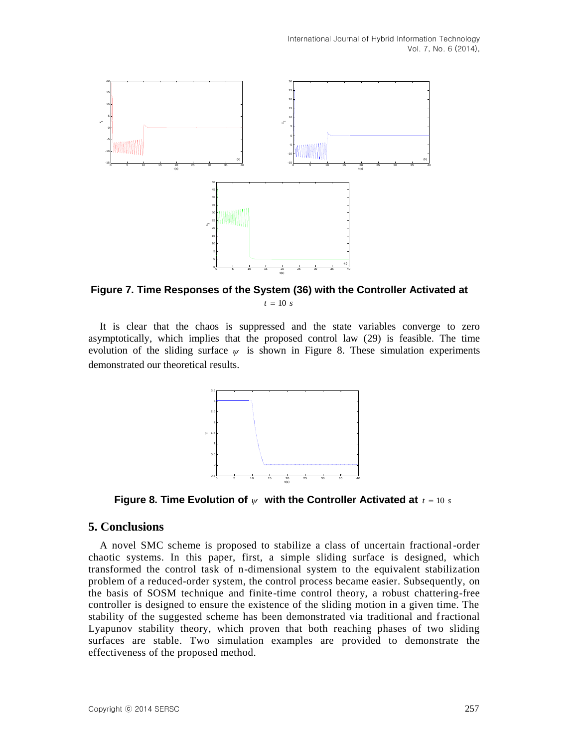**Figure 7. Time Responses of the System (36) with the Controller Activated at** $t = 10\ s$

It is clear that the chaos is suppressed and the state variables converge to zero asymptotically, which implies that the proposed control law (29) is feasible. The time evolution of the sliding surface $\psi$ is shown in Figure 8. These simulation experiments demonstrated our theoretical results.

**Figure 8. Time Evolution of** $\psi$ **with the Controller Activated at** $t = 10\ s$

## 5. Conclusions

A novel SMC scheme is proposed to stabilize a class of uncertain fractional-order chaotic systems. In this paper, first, a simple sliding surface is designed, which transformed the control task of n-dimensional system to the equivalent stabilization problem of a reduced-order system, the control process became easier. Subsequently, on the basis of SOSM technique and finite-time control theory, a robust chattering-free controller is designed to ensure the existence of the sliding motion in a given time. The stability of the suggested scheme has been demonstrated via traditional and fractional Lyapunov stability theory, which proven that both reaching phases of two sliding surfaces are stable. Two simulation examples are provided to demonstrate the effectiveness of the proposed method.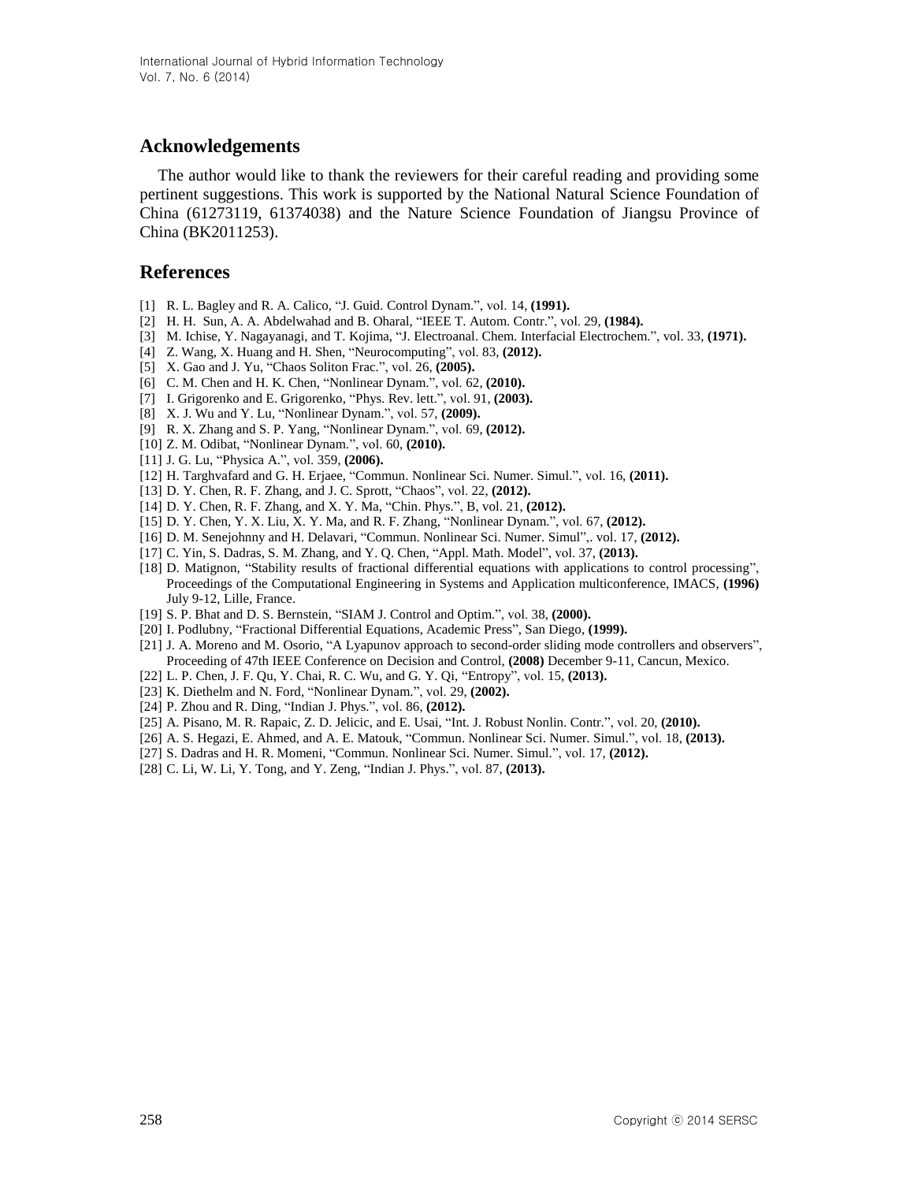## Acknowledgements

The author would like to thank the reviewers for their careful reading and providing some pertinent suggestions. This work is supported by the National Natural Science Foundation of China (61273119, 61374038) and the Nature Science Foundation of Jiangsu Province of China (BK2011253).

## References

[1] R. L. Bagley and R. A. Calico, "J. Guid. Control Dynam.", vol. 14, **(1991).**
[2] H. H. Sun, A. A. Abdelwahad and B. Oharal, "IEEE T. Autom. Contr.", vol. 29, **(1984).**
[3] M. Ichise, Y. Nagayanagi, and T. Kojima, "J. Electroanal. Chem. Interfacial Electrochem.", vol. 33, **(1971).**
[4] Z. Wang, X. Huang and H. Shen, "Neurocomputing", vol. 83, **(2012).**
[5] X. Gao and J. Yu, "Chaos Soliton Frac.", vol. 26, **(2005).**
[6] C. M. Chen and H. K. Chen, "Nonlinear Dynam.", vol. 62, **(2010).**
[7] I. Grigorenko and E. Grigorenko, "Phys. Rev. lett.", vol. 91, **(2003).**
[8] X. J. Wu and Y. Lu, "Nonlinear Dynam.", vol. 57, **(2009).**
[9] R. X. Zhang and S. P. Yang, "Nonlinear Dynam.", vol. 69, **(2012).**
[10] Z. M. Odibat, "Nonlinear Dynam.", vol. 60, **(2010).**
[11] J. G. Lu, "Physica A.", vol. 359, **(2006).**
[12] H. Targhvafard and G. H. Erjaee, "Commun. Nonlinear Sci. Numer. Simul.", vol. 16, **(2011).**
[13] D. Y. Chen, R. F. Zhang, and J. C. Sprott, "Chaos", vol. 22, **(2012).**
[14] D. Y. Chen, R. F. Zhang, and X. Y. Ma, "Chin. Phys.", B, vol. 21, **(2012).**
[15] D. Y. Chen, Y. X. Liu, X. Y. Ma, and R. F. Zhang, "Nonlinear Dynam.", vol. 67, **(2012).**
[16] D. M. Senejohnny and H. Delavari, "Commun. Nonlinear Sci. Numer. Simul",. vol. 17, **(2012).**
[17] C. Yin, S. Dadras, S. M. Zhang, and Y. Q. Chen, "Appl. Math. Model", vol. 37, **(2013).**
[18] D. Matignon, "Stability results of fractional differential equations with applications to control processing", Proceedings of the Computational Engineering in Systems and Application multiconference, IMACS, **(1996)** July 9-12, Lille, France.
[19] S. P. Bhat and D. S. Bernstein, "SIAM J. Control and Optim.", vol. 38, **(2000).**
[20] I. Podlubny, "Fractional Differential Equations, Academic Press", San Diego, **(1999).**
[21] J. A. Moreno and M. Osorio, "A Lyapunov approach to second-order sliding mode controllers and observers", Proceeding of 47th IEEE Conference on Decision and Control, **(2008)** December 9-11, Cancun, Mexico.
[22] L. P. Chen, J. F. Qu, Y. Chai, R. C. Wu, and G. Y. Qi, "Entropy", vol. 15, **(2013).**
[23] K. Diethelm and N. Ford, "Nonlinear Dynam.", vol. 29, **(2002).**
[24] P. Zhou and R. Ding, "Indian J. Phys.", vol. 86, **(2012).**
[25] A. Pisano, M. R. Rapaic, Z. D. Jelicic, and E. Usai, "Int. J. Robust Nonlin. Contr.", vol. 20, **(2010).**
[26] A. S. Hegazi, E. Ahmed, and A. E. Matouk, "Commun. Nonlinear Sci. Numer. Simul.", vol. 18, **(2013).**
[27] S. Dadras and H. R. Momeni, "Commun. Nonlinear Sci. Numer. Simul.", vol. 17, **(2012).**
[28] C. Li, W. Li, Y. Tong, and Y. Zeng, "Indian J. Phys.", vol. 87, **(2013).**